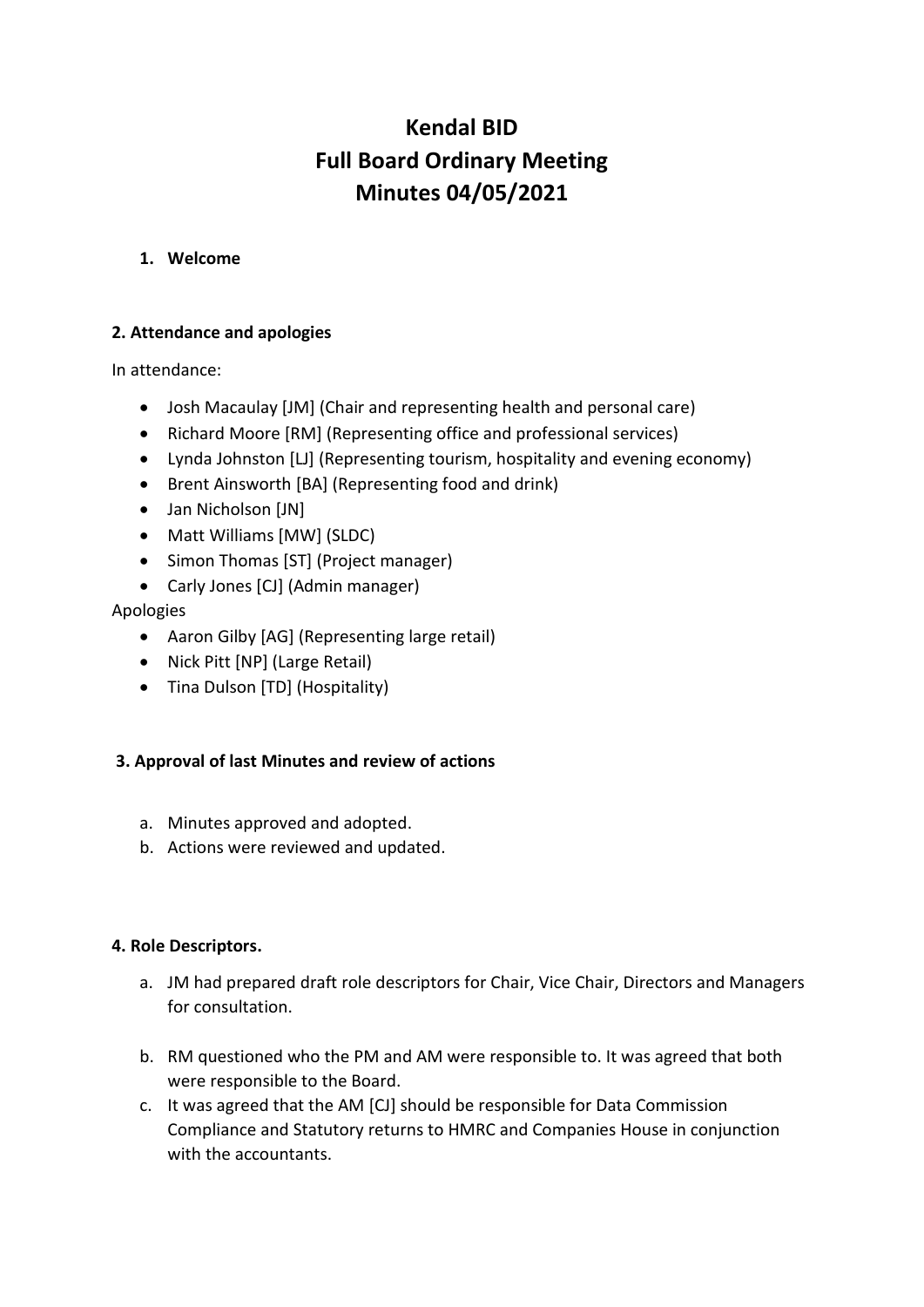# Kendal BID
# Full Board Ordinary Meeting
# Minutes 04/05/2021

1. **Welcome**

### 2. Attendance and apologies

In attendance:

- Josh Macaulay [JM] (Chair and representing health and personal care)
- Richard Moore [RM] (Representing office and professional services)
- Lynda Johnston [LJ] (Representing tourism, hospitality and evening economy)
- Brent Ainsworth [BA] (Representing food and drink)
- Jan Nicholson [JN]
- Matt Williams [MW] (SLDC)
- Simon Thomas [ST] (Project manager)
- Carly Jones [CJ] (Admin manager)

Apologies

- Aaron Gilby [AG] (Representing large retail)
- Nick Pitt [NP] (Large Retail)
- Tina Dulson [TD] (Hospitality)

### 3. Approval of last Minutes and review of actions

a. Minutes approved and adopted.

b. Actions were reviewed and updated.

### 4. Role Descriptors.

a. JM had prepared draft role descriptors for Chair, Vice Chair, Directors and Managers for consultation.

b. RM questioned who the PM and AM were responsible to. It was agreed that both were responsible to the Board.

c. It was agreed that the AM [CJ] should be responsible for Data Commission Compliance and Statutory returns to HMRC and Companies House in conjunction with the accountants.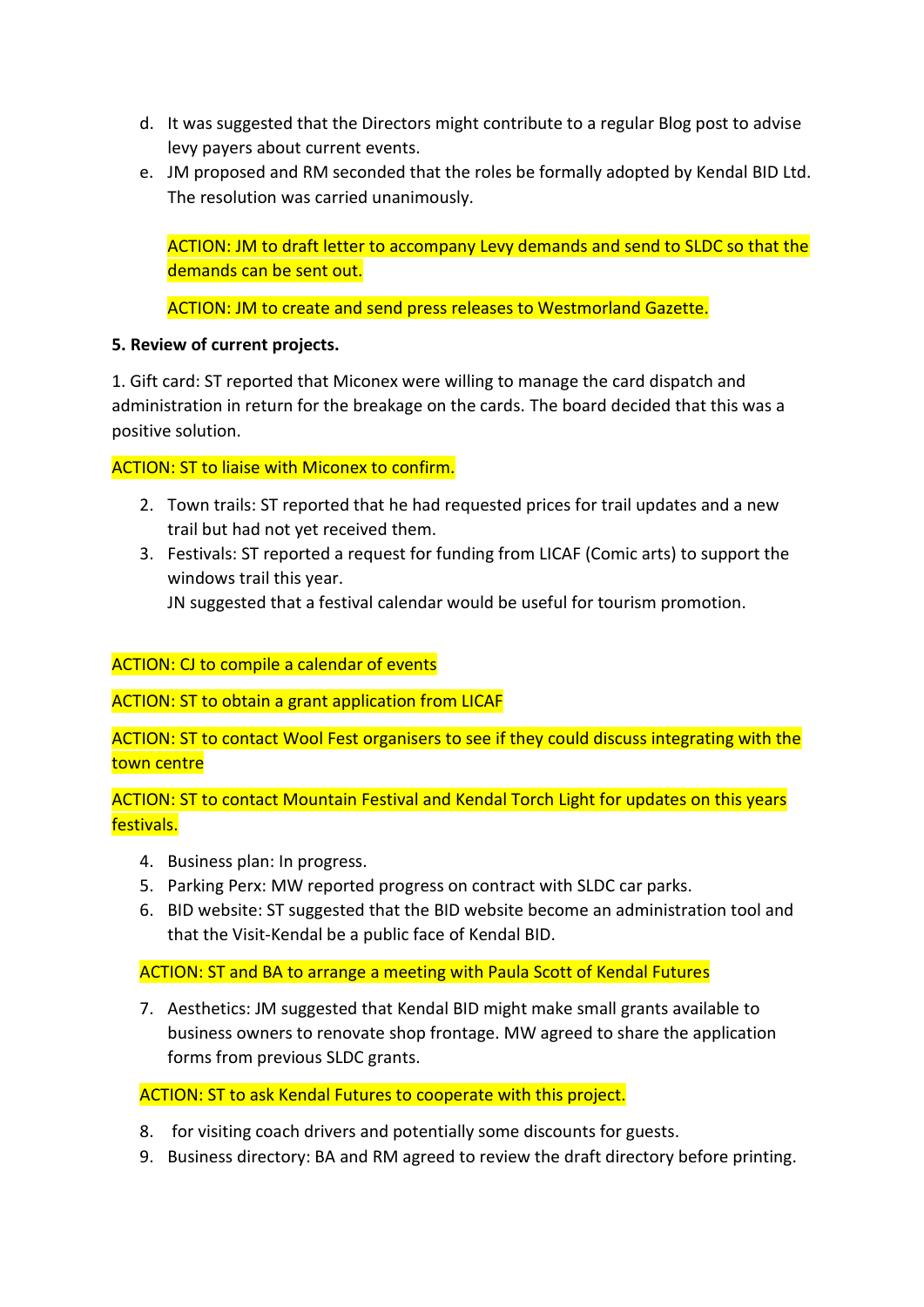d. It was suggested that the Directors might contribute to a regular Blog post to advise levy payers about current events.
e. JM proposed and RM seconded that the roles be formally adopted by Kendal BID Ltd. The resolution was carried unanimously.

ACTION: JM to draft letter to accompany Levy demands and send to SLDC so that the demands can be sent out.

ACTION: JM to create and send press releases to Westmorland Gazette.

**5. Review of current projects.**

1. Gift card: ST reported that Miconex were willing to manage the card dispatch and administration in return for the breakage on the cards. The board decided that this was a positive solution.

ACTION: ST to liaise with Miconex to confirm.

2. Town trails: ST reported that he had requested prices for trail updates and a new trail but had not yet received them.
3. Festivals: ST reported a request for funding from LICAF (Comic arts) to support the windows trail this year.
   JN suggested that a festival calendar would be useful for tourism promotion.

ACTION: CJ to compile a calendar of events

ACTION: ST to obtain a grant application from LICAF

ACTION: ST to contact Wool Fest organisers to see if they could discuss integrating with the town centre

ACTION: ST to contact Mountain Festival and Kendal Torch Light for updates on this years festivals.

4. Business plan: In progress.
5. Parking Perx: MW reported progress on contract with SLDC car parks.
6. BID website: ST suggested that the BID website become an administration tool and that the Visit-Kendal be a public face of Kendal BID.

ACTION: ST and BA to arrange a meeting with Paula Scott of Kendal Futures

7. Aesthetics: JM suggested that Kendal BID might make small grants available to business owners to renovate shop frontage. MW agreed to share the application forms from previous SLDC grants.

ACTION: ST to ask Kendal Futures to cooperate with this project.

8. for visiting coach drivers and potentially some discounts for guests.
9. Business directory: BA and RM agreed to review the draft directory before printing.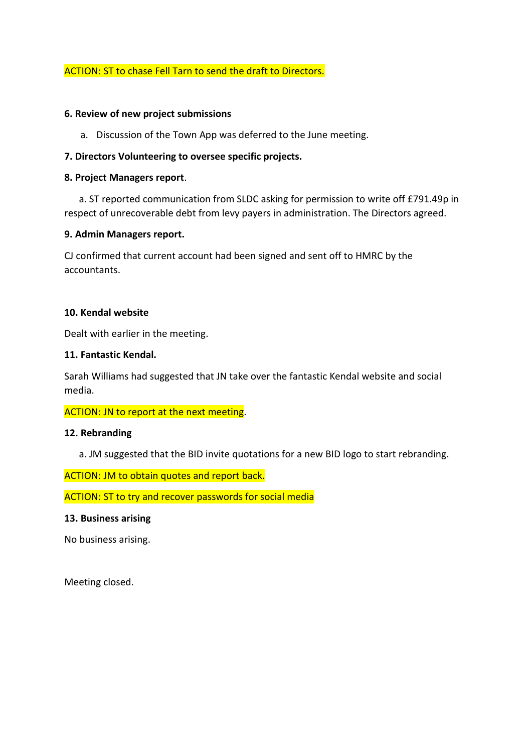ACTION: ST to chase Fell Tarn to send the draft to Directors.

**6. Review of new project submissions**

a. Discussion of the Town App was deferred to the June meeting.

**7. Directors Volunteering to oversee specific projects.**

**8. Project Managers report**.

a. ST reported communication from SLDC asking for permission to write off £791.49p in respect of unrecoverable debt from levy payers in administration. The Directors agreed.

**9. Admin Managers report.**

CJ confirmed that current account had been signed and sent off to HMRC by the accountants.

**10. Kendal website**

Dealt with earlier in the meeting.

**11. Fantastic Kendal.**

Sarah Williams had suggested that JN take over the fantastic Kendal website and social media.

ACTION: JN to report at the next meeting.

**12. Rebranding**

a. JM suggested that the BID invite quotations for a new BID logo to start rebranding.

ACTION: JM to obtain quotes and report back.

ACTION: ST to try and recover passwords for social media

**13. Business arising**

No business arising.

Meeting closed.